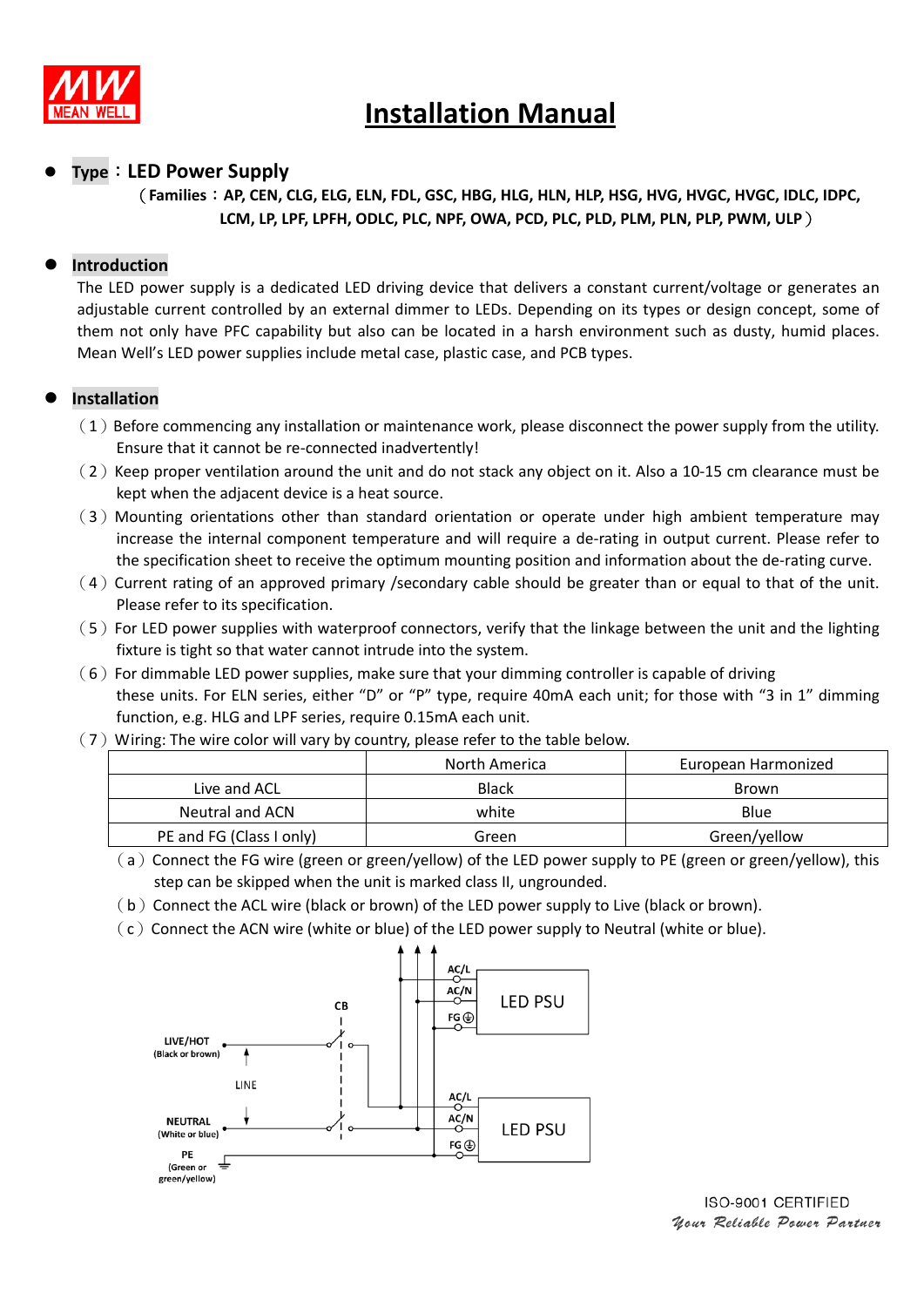# Installation Manual

- **Type：LED Power Supply**

  （**Families：AP, CEN, CLG, ELG, ELN, FDL, GSC, HBG, HLG, HLN, HLP, HSG, HVG, HVGC, HVGC, IDLC, IDPC, LCM, LP, LPF, LPFH, ODLC, PLC, NPF, OWA, PCD, PLC, PLD, PLM, PLN, PLP, PWM, ULP**）

- **Introduction**

  The LED power supply is a dedicated LED driving device that delivers a constant current/voltage or generates an adjustable current controlled by an external dimmer to LEDs. Depending on its types or design concept, some of them not only have PFC capability but also can be located in a harsh environment such as dusty, humid places. Mean Well's LED power supplies include metal case, plastic case, and PCB types.

- **Installation**

  （1）Before commencing any installation or maintenance work, please disconnect the power supply from the utility. Ensure that it cannot be re-connected inadvertently!

  （2）Keep proper ventilation around the unit and do not stack any object on it. Also a 10-15 cm clearance must be kept when the adjacent device is a heat source.

  （3）Mounting orientations other than standard orientation or operate under high ambient temperature may increase the internal component temperature and will require a de-rating in output current. Please refer to the specification sheet to receive the optimum mounting position and information about the de-rating curve.

  （4）Current rating of an approved primary /secondary cable should be greater than or equal to that of the unit. Please refer to its specification.

  （5）For LED power supplies with waterproof connectors, verify that the linkage between the unit and the lighting fixture is tight so that water cannot intrude into the system.

  （6）For dimmable LED power supplies, make sure that your dimming controller is capable of driving these units. For ELN series, either "D" or "P" type, require 40mA each unit; for those with "3 in 1" dimming function, e.g. HLG and LPF series, require 0.15mA each unit.

  （7）Wiring: The wire color will vary by country, please refer to the table below.

| | North America | European Harmonized |
|---|---|---|
| Live and ACL | Black | Brown |
| Neutral and ACN | white | Blue |
| PE and FG (Class I only) | Green | Green/yellow |

  （a）Connect the FG wire (green or green/yellow) of the LED power supply to PE (green or green/yellow), this step can be skipped when the unit is marked class II, ungrounded.

  （b）Connect the ACL wire (black or brown) of the LED power supply to Live (black or brown).

  （c）Connect the ACN wire (white or blue) of the LED power supply to Neutral (white or blue).

LIVE/HOT (Black or brown) — LINE — NEUTRAL (White or blue) — PE (Green or green/yellow) — CB — AC/L, AC/N, FG — LED PSU — AC/L, AC/N, FG — LED PSU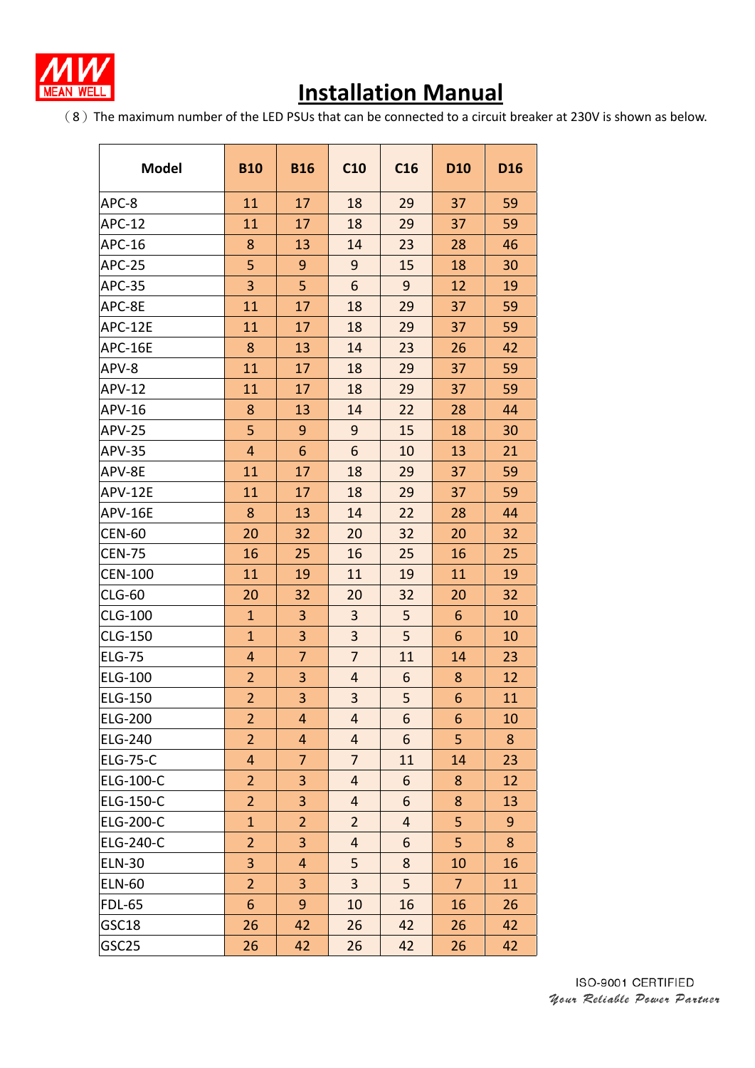# Installation Manual

（8）The maximum number of the LED PSUs that can be connected to a circuit breaker at 230V is shown as below.

| Model | B10 | B16 | C10 | C16 | D10 | D16 |
|---|---|---|---|---|---|---|
| APC-8 | 11 | 17 | 18 | 29 | 37 | 59 |
| APC-12 | 11 | 17 | 18 | 29 | 37 | 59 |
| APC-16 | 8 | 13 | 14 | 23 | 28 | 46 |
| APC-25 | 5 | 9 | 9 | 15 | 18 | 30 |
| APC-35 | 3 | 5 | 6 | 9 | 12 | 19 |
| APC-8E | 11 | 17 | 18 | 29 | 37 | 59 |
| APC-12E | 11 | 17 | 18 | 29 | 37 | 59 |
| APC-16E | 8 | 13 | 14 | 23 | 26 | 42 |
| APV-8 | 11 | 17 | 18 | 29 | 37 | 59 |
| APV-12 | 11 | 17 | 18 | 29 | 37 | 59 |
| APV-16 | 8 | 13 | 14 | 22 | 28 | 44 |
| APV-25 | 5 | 9 | 9 | 15 | 18 | 30 |
| APV-35 | 4 | 6 | 6 | 10 | 13 | 21 |
| APV-8E | 11 | 17 | 18 | 29 | 37 | 59 |
| APV-12E | 11 | 17 | 18 | 29 | 37 | 59 |
| APV-16E | 8 | 13 | 14 | 22 | 28 | 44 |
| CEN-60 | 20 | 32 | 20 | 32 | 20 | 32 |
| CEN-75 | 16 | 25 | 16 | 25 | 16 | 25 |
| CEN-100 | 11 | 19 | 11 | 19 | 11 | 19 |
| CLG-60 | 20 | 32 | 20 | 32 | 20 | 32 |
| CLG-100 | 1 | 3 | 3 | 5 | 6 | 10 |
| CLG-150 | 1 | 3 | 3 | 5 | 6 | 10 |
| ELG-75 | 4 | 7 | 7 | 11 | 14 | 23 |
| ELG-100 | 2 | 3 | 4 | 6 | 8 | 12 |
| ELG-150 | 2 | 3 | 3 | 5 | 6 | 11 |
| ELG-200 | 2 | 4 | 4 | 6 | 6 | 10 |
| ELG-240 | 2 | 4 | 4 | 6 | 5 | 8 |
| ELG-75-C | 4 | 7 | 7 | 11 | 14 | 23 |
| ELG-100-C | 2 | 3 | 4 | 6 | 8 | 12 |
| ELG-150-C | 2 | 3 | 4 | 6 | 8 | 13 |
| ELG-200-C | 1 | 2 | 2 | 4 | 5 | 9 |
| ELG-240-C | 2 | 3 | 4 | 6 | 5 | 8 |
| ELN-30 | 3 | 4 | 5 | 8 | 10 | 16 |
| ELN-60 | 2 | 3 | 3 | 5 | 7 | 11 |
| FDL-65 | 6 | 9 | 10 | 16 | 16 | 26 |
| GSC18 | 26 | 42 | 26 | 42 | 26 | 42 |
| GSC25 | 26 | 42 | 26 | 42 | 26 | 42 |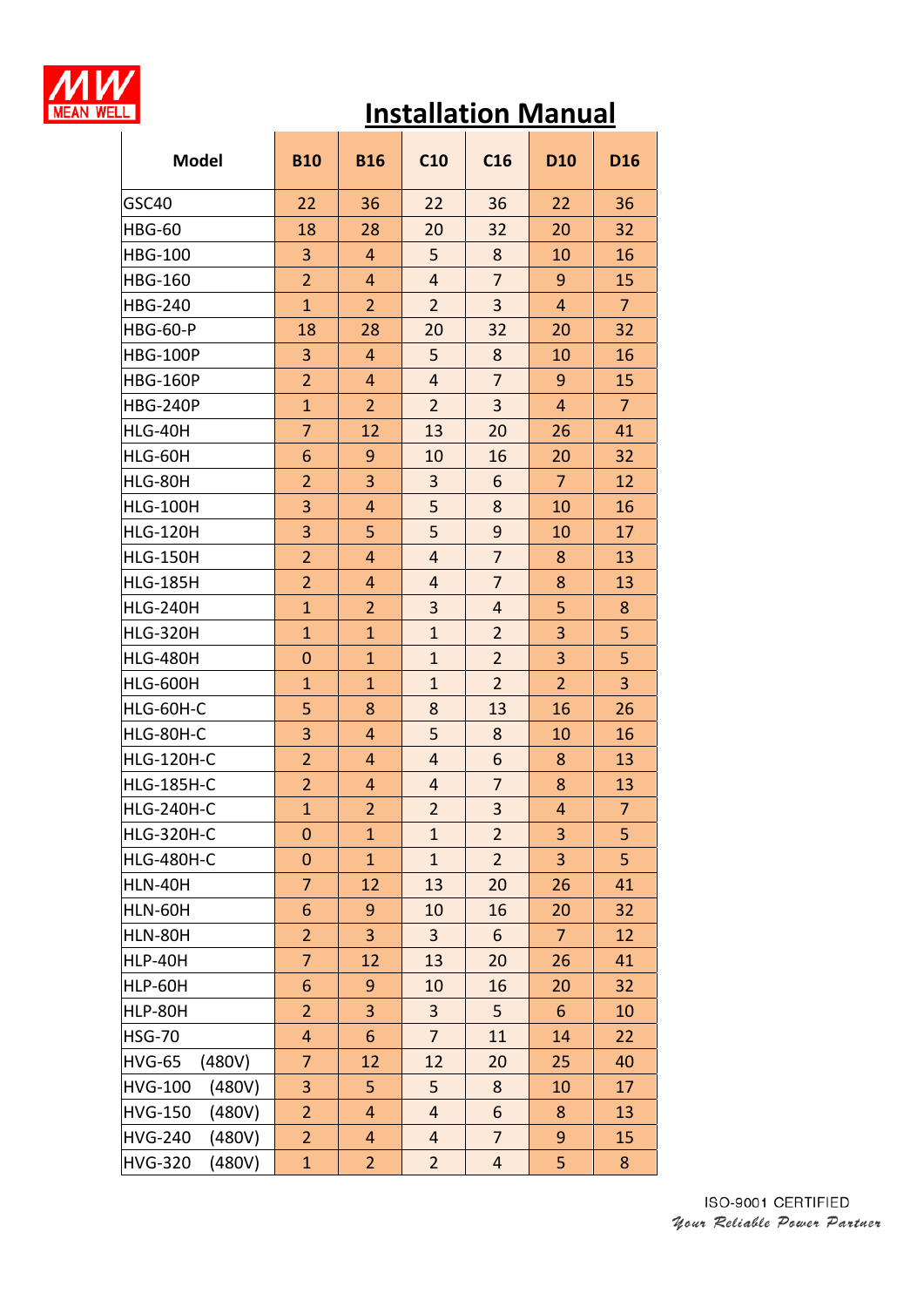# Installation Manual

| Model | B10 | B16 | C10 | C16 | D10 | D16 |
|---|---|---|---|---|---|---|
| GSC40 | 22 | 36 | 22 | 36 | 22 | 36 |
| HBG-60 | 18 | 28 | 20 | 32 | 20 | 32 |
| HBG-100 | 3 | 4 | 5 | 8 | 10 | 16 |
| HBG-160 | 2 | 4 | 4 | 7 | 9 | 15 |
| HBG-240 | 1 | 2 | 2 | 3 | 4 | 7 |
| HBG-60-P | 18 | 28 | 20 | 32 | 20 | 32 |
| HBG-100P | 3 | 4 | 5 | 8 | 10 | 16 |
| HBG-160P | 2 | 4 | 4 | 7 | 9 | 15 |
| HBG-240P | 1 | 2 | 2 | 3 | 4 | 7 |
| HLG-40H | 7 | 12 | 13 | 20 | 26 | 41 |
| HLG-60H | 6 | 9 | 10 | 16 | 20 | 32 |
| HLG-80H | 2 | 3 | 3 | 6 | 7 | 12 |
| HLG-100H | 3 | 4 | 5 | 8 | 10 | 16 |
| HLG-120H | 3 | 5 | 5 | 9 | 10 | 17 |
| HLG-150H | 2 | 4 | 4 | 7 | 8 | 13 |
| HLG-185H | 2 | 4 | 4 | 7 | 8 | 13 |
| HLG-240H | 1 | 2 | 3 | 4 | 5 | 8 |
| HLG-320H | 1 | 1 | 1 | 2 | 3 | 5 |
| HLG-480H | 0 | 1 | 1 | 2 | 3 | 5 |
| HLG-600H | 1 | 1 | 1 | 2 | 2 | 3 |
| HLG-60H-C | 5 | 8 | 8 | 13 | 16 | 26 |
| HLG-80H-C | 3 | 4 | 5 | 8 | 10 | 16 |
| HLG-120H-C | 2 | 4 | 4 | 6 | 8 | 13 |
| HLG-185H-C | 2 | 4 | 4 | 7 | 8 | 13 |
| HLG-240H-C | 1 | 2 | 2 | 3 | 4 | 7 |
| HLG-320H-C | 0 | 1 | 1 | 2 | 3 | 5 |
| HLG-480H-C | 0 | 1 | 1 | 2 | 3 | 5 |
| HLN-40H | 7 | 12 | 13 | 20 | 26 | 41 |
| HLN-60H | 6 | 9 | 10 | 16 | 20 | 32 |
| HLN-80H | 2 | 3 | 3 | 6 | 7 | 12 |
| HLP-40H | 7 | 12 | 13 | 20 | 26 | 41 |
| HLP-60H | 6 | 9 | 10 | 16 | 20 | 32 |
| HLP-80H | 2 | 3 | 3 | 5 | 6 | 10 |
| HSG-70 | 4 | 6 | 7 | 11 | 14 | 22 |
| HVG-65 (480V) | 7 | 12 | 12 | 20 | 25 | 40 |
| HVG-100 (480V) | 3 | 5 | 5 | 8 | 10 | 17 |
| HVG-150 (480V) | 2 | 4 | 4 | 6 | 8 | 13 |
| HVG-240 (480V) | 2 | 4 | 4 | 7 | 9 | 15 |
| HVG-320 (480V) | 1 | 2 | 2 | 4 | 5 | 8 |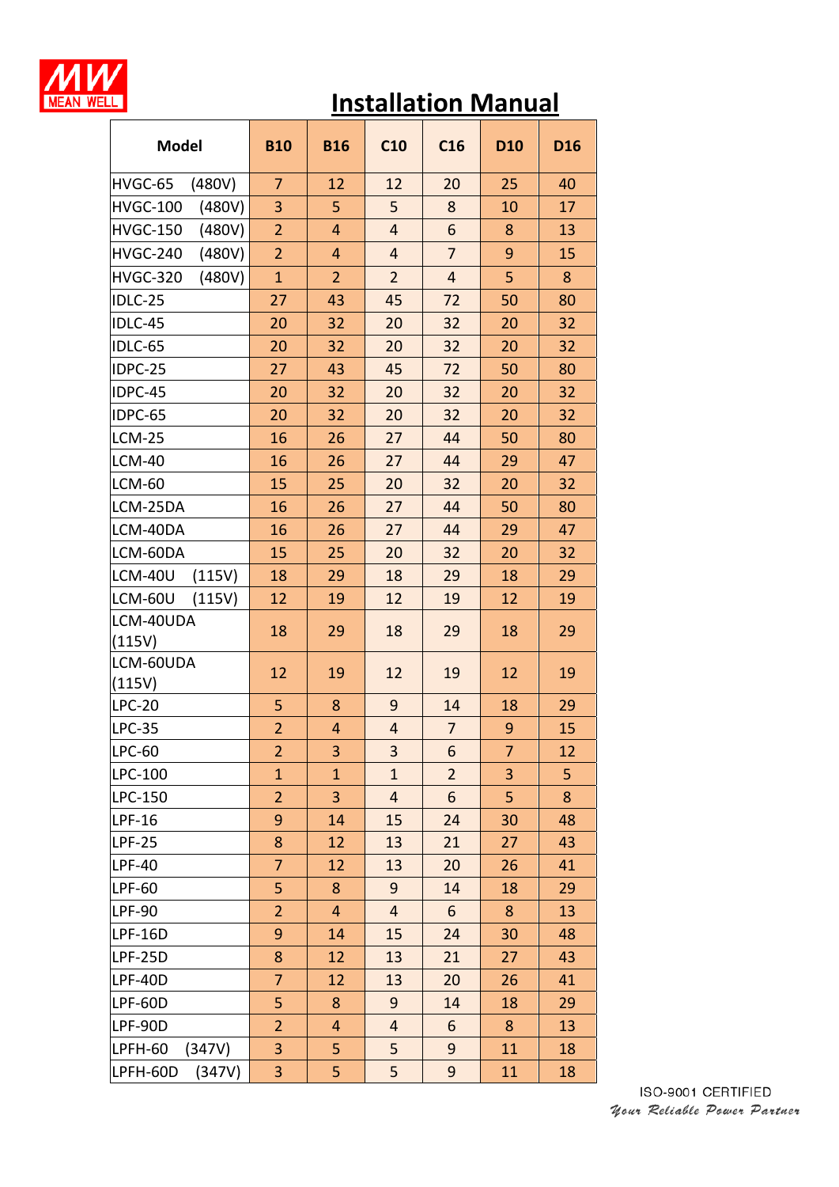# Installation Manual

| Model | B10 | B16 | C10 | C16 | D10 | D16 |
|---|---|---|---|---|---|---|
| HVGC-65 (480V) | 7 | 12 | 12 | 20 | 25 | 40 |
| HVGC-100 (480V) | 3 | 5 | 5 | 8 | 10 | 17 |
| HVGC-150 (480V) | 2 | 4 | 4 | 6 | 8 | 13 |
| HVGC-240 (480V) | 2 | 4 | 4 | 7 | 9 | 15 |
| HVGC-320 (480V) | 1 | 2 | 2 | 4 | 5 | 8 |
| IDLC-25 | 27 | 43 | 45 | 72 | 50 | 80 |
| IDLC-45 | 20 | 32 | 20 | 32 | 20 | 32 |
| IDLC-65 | 20 | 32 | 20 | 32 | 20 | 32 |
| IDPC-25 | 27 | 43 | 45 | 72 | 50 | 80 |
| IDPC-45 | 20 | 32 | 20 | 32 | 20 | 32 |
| IDPC-65 | 20 | 32 | 20 | 32 | 20 | 32 |
| LCM-25 | 16 | 26 | 27 | 44 | 50 | 80 |
| LCM-40 | 16 | 26 | 27 | 44 | 29 | 47 |
| LCM-60 | 15 | 25 | 20 | 32 | 20 | 32 |
| LCM-25DA | 16 | 26 | 27 | 44 | 50 | 80 |
| LCM-40DA | 16 | 26 | 27 | 44 | 29 | 47 |
| LCM-60DA | 15 | 25 | 20 | 32 | 20 | 32 |
| LCM-40U (115V) | 18 | 29 | 18 | 29 | 18 | 29 |
| LCM-60U (115V) | 12 | 19 | 12 | 19 | 12 | 19 |
| LCM-40UDA (115V) | 18 | 29 | 18 | 29 | 18 | 29 |
| LCM-60UDA (115V) | 12 | 19 | 12 | 19 | 12 | 19 |
| LPC-20 | 5 | 8 | 9 | 14 | 18 | 29 |
| LPC-35 | 2 | 4 | 4 | 7 | 9 | 15 |
| LPC-60 | 2 | 3 | 3 | 6 | 7 | 12 |
| LPC-100 | 1 | 1 | 1 | 2 | 3 | 5 |
| LPC-150 | 2 | 3 | 4 | 6 | 5 | 8 |
| LPF-16 | 9 | 14 | 15 | 24 | 30 | 48 |
| LPF-25 | 8 | 12 | 13 | 21 | 27 | 43 |
| LPF-40 | 7 | 12 | 13 | 20 | 26 | 41 |
| LPF-60 | 5 | 8 | 9 | 14 | 18 | 29 |
| LPF-90 | 2 | 4 | 4 | 6 | 8 | 13 |
| LPF-16D | 9 | 14 | 15 | 24 | 30 | 48 |
| LPF-25D | 8 | 12 | 13 | 21 | 27 | 43 |
| LPF-40D | 7 | 12 | 13 | 20 | 26 | 41 |
| LPF-60D | 5 | 8 | 9 | 14 | 18 | 29 |
| LPF-90D | 2 | 4 | 4 | 6 | 8 | 13 |
| LPFH-60 (347V) | 3 | 5 | 5 | 9 | 11 | 18 |
| LPFH-60D (347V) | 3 | 5 | 5 | 9 | 11 | 18 |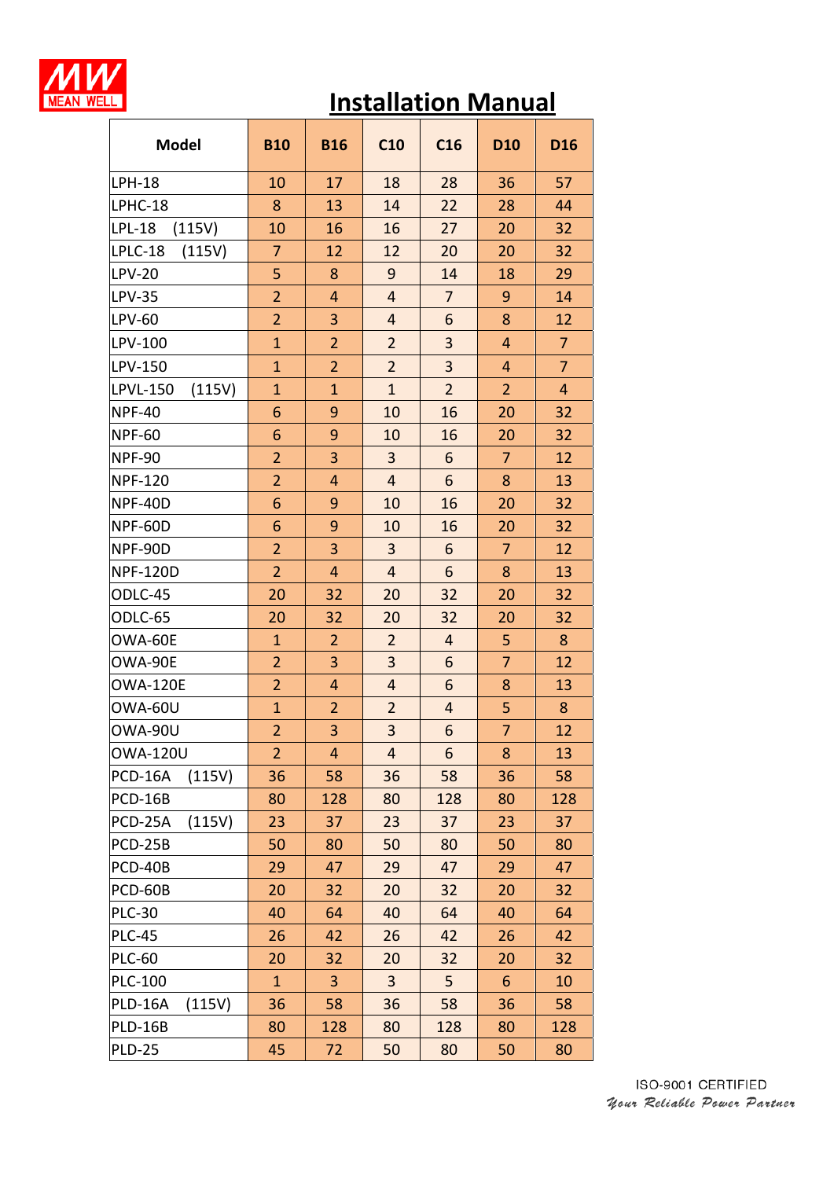# Installation Manual

| Model | B10 | B16 | C10 | C16 | D10 | D16 |
|---|---|---|---|---|---|---|
| LPH-18 | 10 | 17 | 18 | 28 | 36 | 57 |
| LPHC-18 | 8 | 13 | 14 | 22 | 28 | 44 |
| LPL-18 (115V) | 10 | 16 | 16 | 27 | 20 | 32 |
| LPLC-18 (115V) | 7 | 12 | 12 | 20 | 20 | 32 |
| LPV-20 | 5 | 8 | 9 | 14 | 18 | 29 |
| LPV-35 | 2 | 4 | 4 | 7 | 9 | 14 |
| LPV-60 | 2 | 3 | 4 | 6 | 8 | 12 |
| LPV-100 | 1 | 2 | 2 | 3 | 4 | 7 |
| LPV-150 | 1 | 2 | 2 | 3 | 4 | 7 |
| LPVL-150 (115V) | 1 | 1 | 1 | 2 | 2 | 4 |
| NPF-40 | 6 | 9 | 10 | 16 | 20 | 32 |
| NPF-60 | 6 | 9 | 10 | 16 | 20 | 32 |
| NPF-90 | 2 | 3 | 3 | 6 | 7 | 12 |
| NPF-120 | 2 | 4 | 4 | 6 | 8 | 13 |
| NPF-40D | 6 | 9 | 10 | 16 | 20 | 32 |
| NPF-60D | 6 | 9 | 10 | 16 | 20 | 32 |
| NPF-90D | 2 | 3 | 3 | 6 | 7 | 12 |
| NPF-120D | 2 | 4 | 4 | 6 | 8 | 13 |
| ODLC-45 | 20 | 32 | 20 | 32 | 20 | 32 |
| ODLC-65 | 20 | 32 | 20 | 32 | 20 | 32 |
| OWA-60E | 1 | 2 | 2 | 4 | 5 | 8 |
| OWA-90E | 2 | 3 | 3 | 6 | 7 | 12 |
| OWA-120E | 2 | 4 | 4 | 6 | 8 | 13 |
| OWA-60U | 1 | 2 | 2 | 4 | 5 | 8 |
| OWA-90U | 2 | 3 | 3 | 6 | 7 | 12 |
| OWA-120U | 2 | 4 | 4 | 6 | 8 | 13 |
| PCD-16A (115V) | 36 | 58 | 36 | 58 | 36 | 58 |
| PCD-16B | 80 | 128 | 80 | 128 | 80 | 128 |
| PCD-25A (115V) | 23 | 37 | 23 | 37 | 23 | 37 |
| PCD-25B | 50 | 80 | 50 | 80 | 50 | 80 |
| PCD-40B | 29 | 47 | 29 | 47 | 29 | 47 |
| PCD-60B | 20 | 32 | 20 | 32 | 20 | 32 |
| PLC-30 | 40 | 64 | 40 | 64 | 40 | 64 |
| PLC-45 | 26 | 42 | 26 | 42 | 26 | 42 |
| PLC-60 | 20 | 32 | 20 | 32 | 20 | 32 |
| PLC-100 | 1 | 3 | 3 | 5 | 6 | 10 |
| PLD-16A (115V) | 36 | 58 | 36 | 58 | 36 | 58 |
| PLD-16B | 80 | 128 | 80 | 128 | 80 | 128 |
| PLD-25 | 45 | 72 | 50 | 80 | 50 | 80 |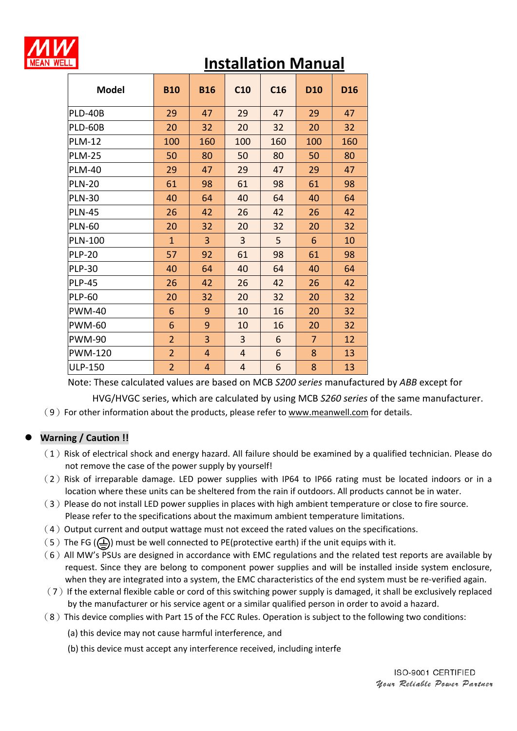# Installation Manual

| Model | B10 | B16 | C10 | C16 | D10 | D16 |
|---|---|---|---|---|---|---|
| PLD-40B | 29 | 47 | 29 | 47 | 29 | 47 |
| PLD-60B | 20 | 32 | 20 | 32 | 20 | 32 |
| PLM-12 | 100 | 160 | 100 | 160 | 100 | 160 |
| PLM-25 | 50 | 80 | 50 | 80 | 50 | 80 |
| PLM-40 | 29 | 47 | 29 | 47 | 29 | 47 |
| PLN-20 | 61 | 98 | 61 | 98 | 61 | 98 |
| PLN-30 | 40 | 64 | 40 | 64 | 40 | 64 |
| PLN-45 | 26 | 42 | 26 | 42 | 26 | 42 |
| PLN-60 | 20 | 32 | 20 | 32 | 20 | 32 |
| PLN-100 | 1 | 3 | 3 | 5 | 6 | 10 |
| PLP-20 | 57 | 92 | 61 | 98 | 61 | 98 |
| PLP-30 | 40 | 64 | 40 | 64 | 40 | 64 |
| PLP-45 | 26 | 42 | 26 | 42 | 26 | 42 |
| PLP-60 | 20 | 32 | 20 | 32 | 20 | 32 |
| PWM-40 | 6 | 9 | 10 | 16 | 20 | 32 |
| PWM-60 | 6 | 9 | 10 | 16 | 20 | 32 |
| PWM-90 | 2 | 3 | 3 | 6 | 7 | 12 |
| PWM-120 | 2 | 4 | 4 | 6 | 8 | 13 |
| ULP-150 | 2 | 4 | 4 | 6 | 8 | 13 |

Note: These calculated values are based on MCB *S200 series* manufactured by *ABB* except for HVG/HVGC series, which are calculated by using MCB *S260 series* of the same manufacturer.

（9）For other information about the products, please refer to www.meanwell.com for details.

- **Warning / Caution !!**

（1）Risk of electrical shock and energy hazard. All failure should be examined by a qualified technician. Please do not remove the case of the power supply by yourself!

（2）Risk of irreparable damage. LED power supplies with IP64 to IP66 rating must be located indoors or in a location where these units can be sheltered from the rain if outdoors. All products cannot be in water.

（3）Please do not install LED power supplies in places with high ambient temperature or close to fire source. Please refer to the specifications about the maximum ambient temperature limitations.

（4）Output current and output wattage must not exceed the rated values on the specifications.

（5）The FG (⏚) must be well connected to PE(protective earth) if the unit equips with it.

（6）All MW's PSUs are designed in accordance with EMC regulations and the related test reports are available by request. Since they are belong to component power supplies and will be installed inside system enclosure, when they are integrated into a system, the EMC characteristics of the end system must be re-verified again.

（7）If the external flexible cable or cord of this switching power supply is damaged, it shall be exclusively replaced by the manufacturer or his service agent or a similar qualified person in order to avoid a hazard.

（8）This device complies with Part 15 of the FCC Rules. Operation is subject to the following two conditions:

(a) this device may not cause harmful interference, and

(b) this device must accept any interference received, including interfe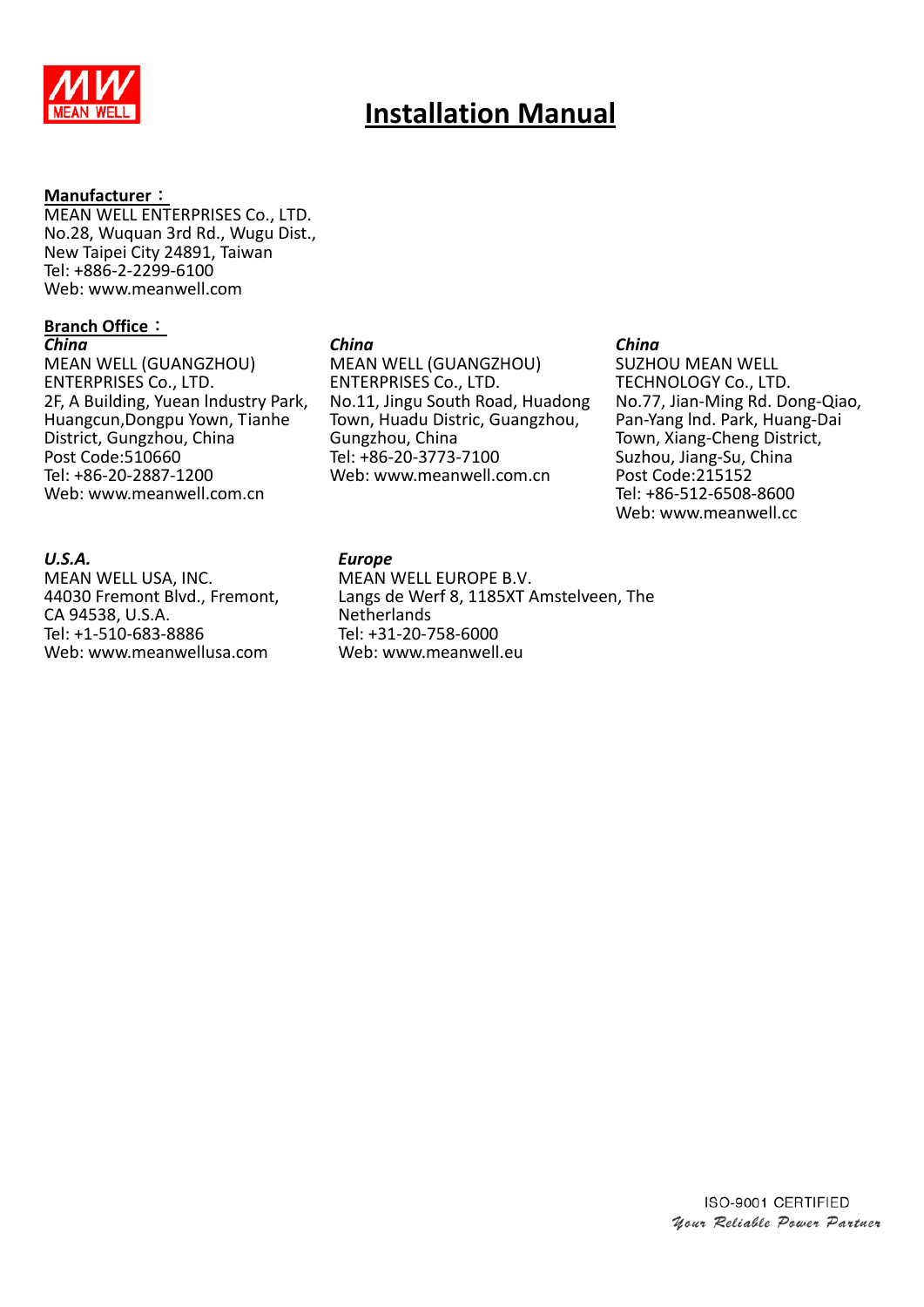# Installation Manual

**Manufacturer：**

MEAN WELL ENTERPRISES Co., LTD.
No.28, Wuquan 3rd Rd., Wugu Dist.,
New Taipei City 24891, Taiwan
Tel: +886-2-2299-6100
Web: www.meanwell.com

**Branch Office：**

***China***

MEAN WELL (GUANGZHOU) ENTERPRISES Co., LTD.
2F, A Building, Yuean Industry Park, Huangcun,Dongpu Yown, Tianhe District, Gungzhou, China
Post Code:510660
Tel: +86-20-2887-1200
Web: www.meanwell.com.cn

***China***

MEAN WELL (GUANGZHOU) ENTERPRISES Co., LTD.
No.11, Jingu South Road, Huadong Town, Huadu Distric, Guangzhou, Gungzhou, China
Tel: +86-20-3773-7100
Web: www.meanwell.com.cn

***China***

SUZHOU MEAN WELL TECHNOLOGY Co., LTD.
No.77, Jian-Ming Rd. Dong-Qiao, Pan-Yang lnd. Park, Huang-Dai Town, Xiang-Cheng District, Suzhou, Jiang-Su, China
Post Code:215152
Tel: +86-512-6508-8600
Web: www.meanwell.cc

***U.S.A.***

MEAN WELL USA, INC.
44030 Fremont Blvd., Fremont, CA 94538, U.S.A.
Tel: +1-510-683-8886
Web: www.meanwellusa.com

***Europe***

MEAN WELL EUROPE B.V.
Langs de Werf 8, 1185XT Amstelveen, The Netherlands
Tel: +31-20-758-6000
Web: www.meanwell.eu

ISO-9001 CERTIFIED
*Your Reliable Power Partner*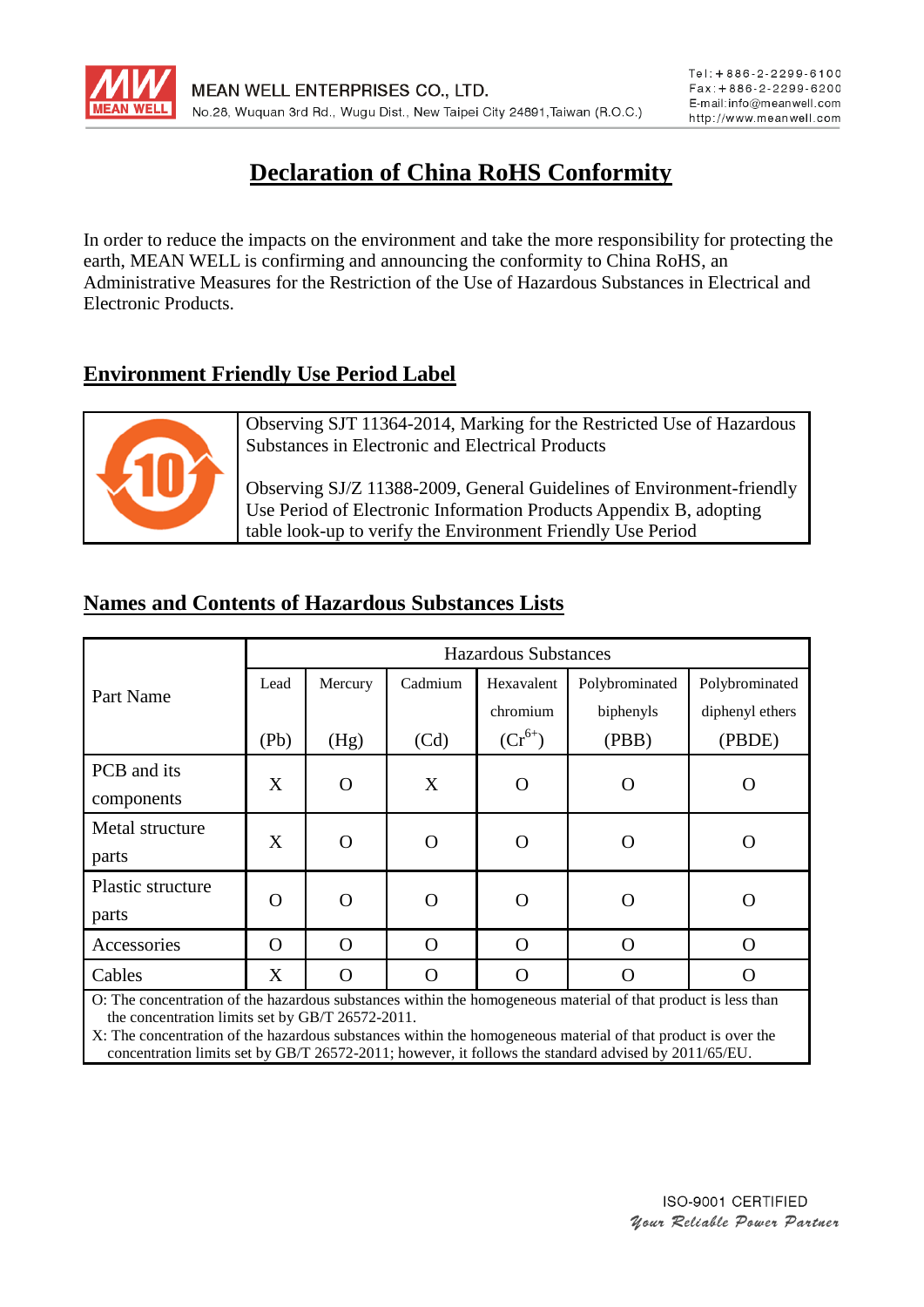MEAN WELL ENTERPRISES CO., LTD.
No.28, Wuquan 3rd Rd., Wugu Dist., New Taipei City 24891,Taiwan (R.O.C.)

Tel: +886-2-2299-6100
Fax: +886-2-2299-6200
E-mail: info@meanwell.com
http://www.meanwell.com

# Declaration of China RoHS Conformity

In order to reduce the impacts on the environment and take the more responsibility for protecting the earth, MEAN WELL is confirming and announcing the conformity to China RoHS, an Administrative Measures for the Restriction of the Use of Hazardous Substances in Electrical and Electronic Products.

## Environment Friendly Use Period Label

| | |
|---|---|
| 10 | Observing SJT 11364-2014, Marking for the Restricted Use of Hazardous Substances in Electronic and Electrical Products<br><br>Observing SJ/Z 11388-2009, General Guidelines of Environment-friendly Use Period of Electronic Information Products Appendix B, adopting table look-up to verify the Environment Friendly Use Period |

## Names and Contents of Hazardous Substances Lists

| Part Name | Hazardous Substances | | | | | |
|---|---|---|---|---|---|---|
| | Lead (Pb) | Mercury (Hg) | Cadmium (Cd) | Hexavalent chromium ($Cr^{6+}$) | Polybrominated biphenyls (PBB) | Polybrominated diphenyl ethers (PBDE) |
| PCB and its components | X | O | X | O | O | O |
| Metal structure parts | X | O | O | O | O | O |
| Plastic structure parts | O | O | O | O | O | O |
| Accessories | O | O | O | O | O | O |
| Cables | X | O | O | O | O | O |

O: The concentration of the hazardous substances within the homogeneous material of that product is less than the concentration limits set by GB/T 26572-2011.
X: The concentration of the hazardous substances within the homogeneous material of that product is over the concentration limits set by GB/T 26572-2011; however, it follows the standard advised by 2011/65/EU.

ISO-9001 CERTIFIED
*Your Reliable Power Partner*